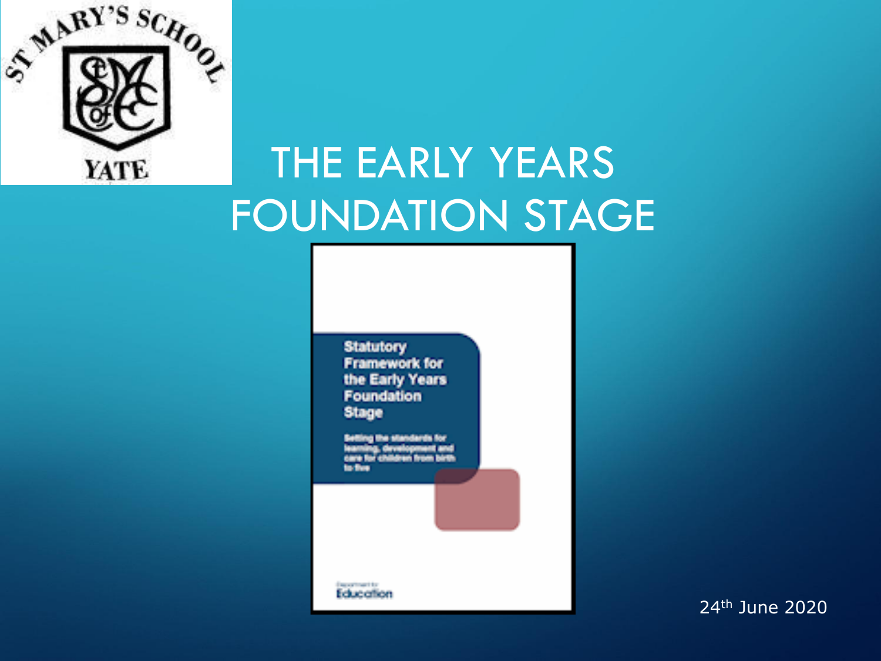ST MARY'S SCHOOL

YATE

# THE EARLY YEARS FOUNDATION STAGE

**Statutory Framework for the Early Years Foundation Stage**

Setting the standards for learning, development and care for children from birth to five

Department for Education

24th June 2020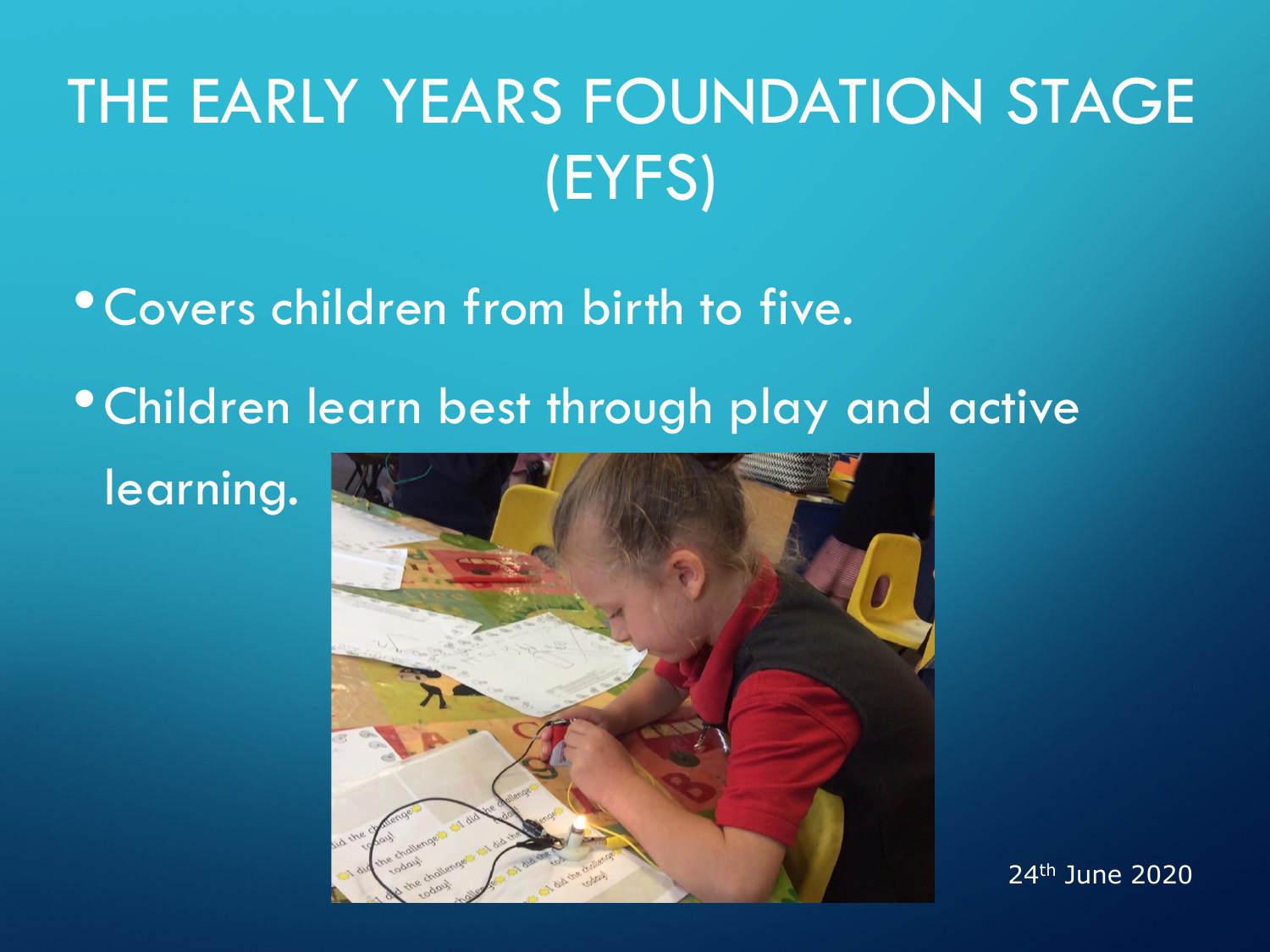# THE EARLY YEARS FOUNDATION STAGE (EYFS)

- Covers children from birth to five.
- Children learn best through play and active learning.

24th June 2020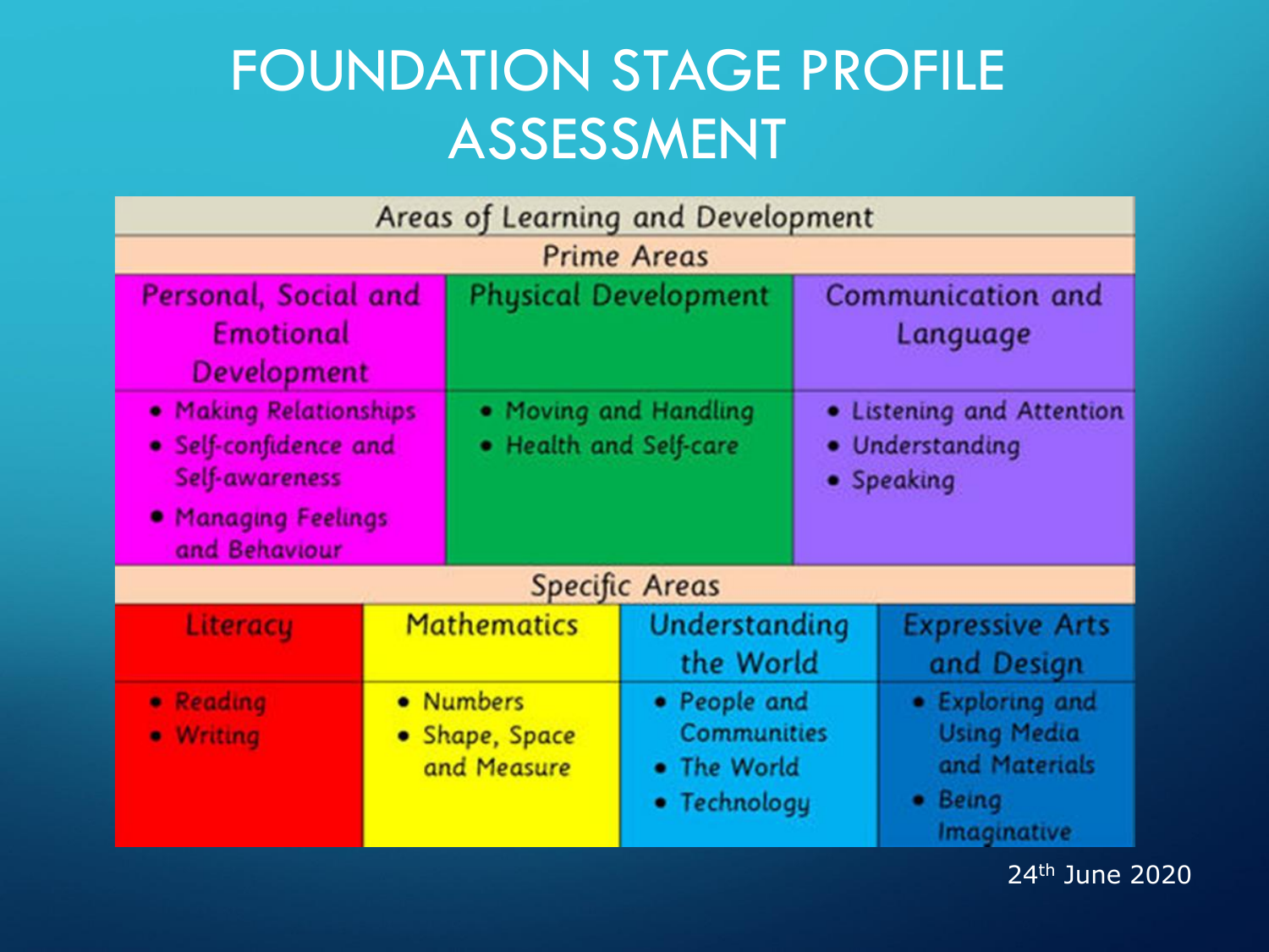# FOUNDATION STAGE PROFILE ASSESSMENT

| Areas of Learning and Development | | | |
|---|---|---|---|
| **Prime Areas** | | | |
| Personal, Social and Emotional Development | Physical Development | Communication and Language | |
| • Making Relationships<br>• Self-confidence and Self-awareness<br>• Managing Feelings and Behaviour | • Moving and Handling<br>• Health and Self-care | • Listening and Attention<br>• Understanding<br>• Speaking | |
| **Specific Areas** | | | |
| Literacy | Mathematics | Understanding the World | Expressive Arts and Design |
| • Reading<br>• Writing | • Numbers<br>• Shape, Space and Measure | • People and Communities<br>• The World<br>• Technology | • Exploring and Using Media and Materials<br>• Being Imaginative |

24th June 2020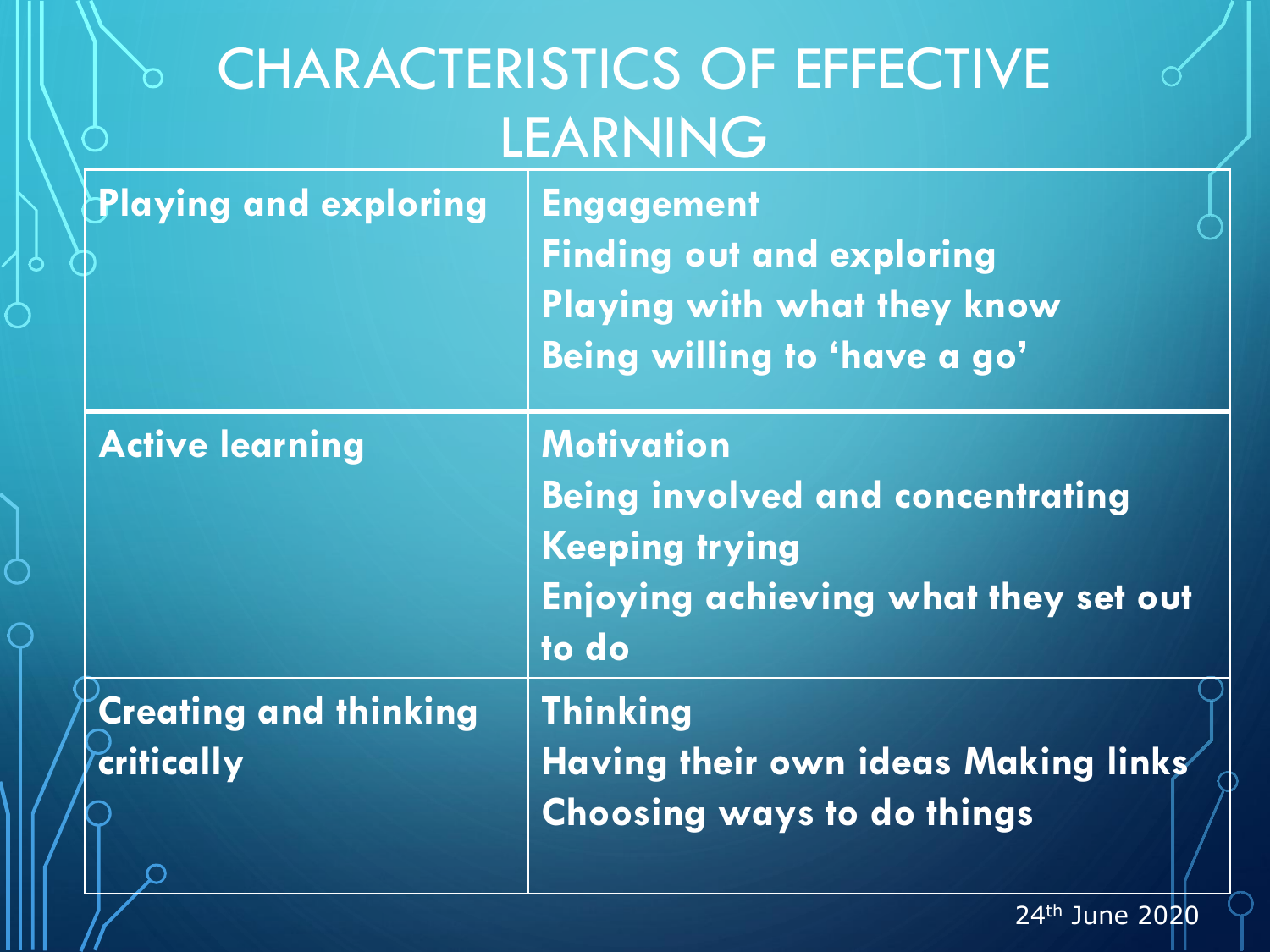# CHARACTERISTICS OF EFFECTIVE LEARNING

| | |
|---|---|
| **Playing and exploring** | **Engagement**<br>**Finding out and exploring**<br>**Playing with what they know**<br>**Being willing to 'have a go'** |
| **Active learning** | **Motivation**<br>**Being involved and concentrating**<br>**Keeping trying**<br>**Enjoying achieving what they set out to do** |
| **Creating and thinking critically** | **Thinking**<br>**Having their own ideas Making links**<br>**Choosing ways to do things** |

24th June 2020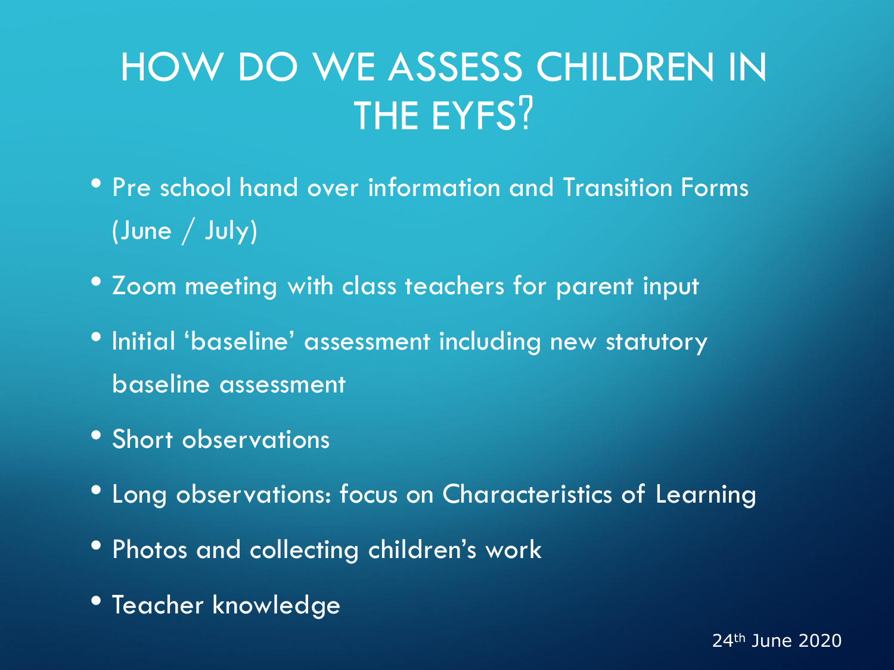# HOW DO WE ASSESS CHILDREN IN THE EYFS?

- Pre school hand over information and Transition Forms (June / July)
- Zoom meeting with class teachers for parent input
- Initial 'baseline' assessment including new statutory baseline assessment
- Short observations
- Long observations: focus on Characteristics of Learning
- Photos and collecting children's work
- Teacher knowledge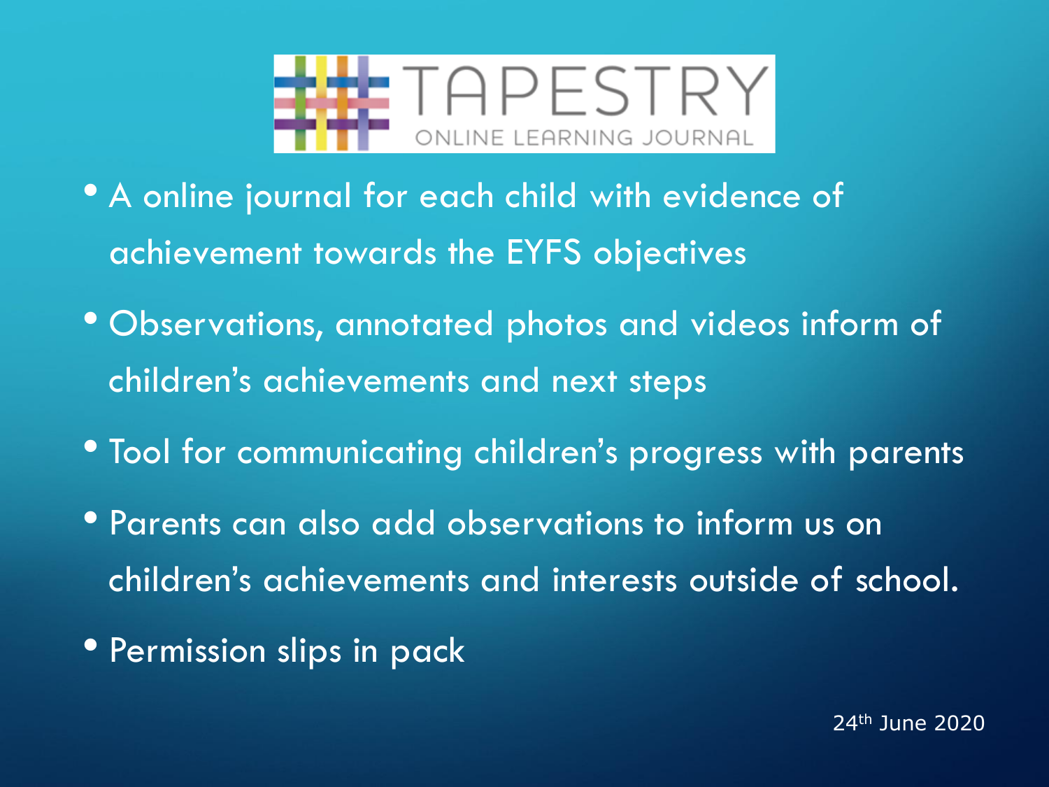# TAPESTRY

ONLINE LEARNING JOURNAL

- A online journal for each child with evidence of achievement towards the EYFS objectives
- Observations, annotated photos and videos inform of children's achievements and next steps
- Tool for communicating children's progress with parents
- Parents can also add observations to inform us on children's achievements and interests outside of school.
- Permission slips in pack

24th June 2020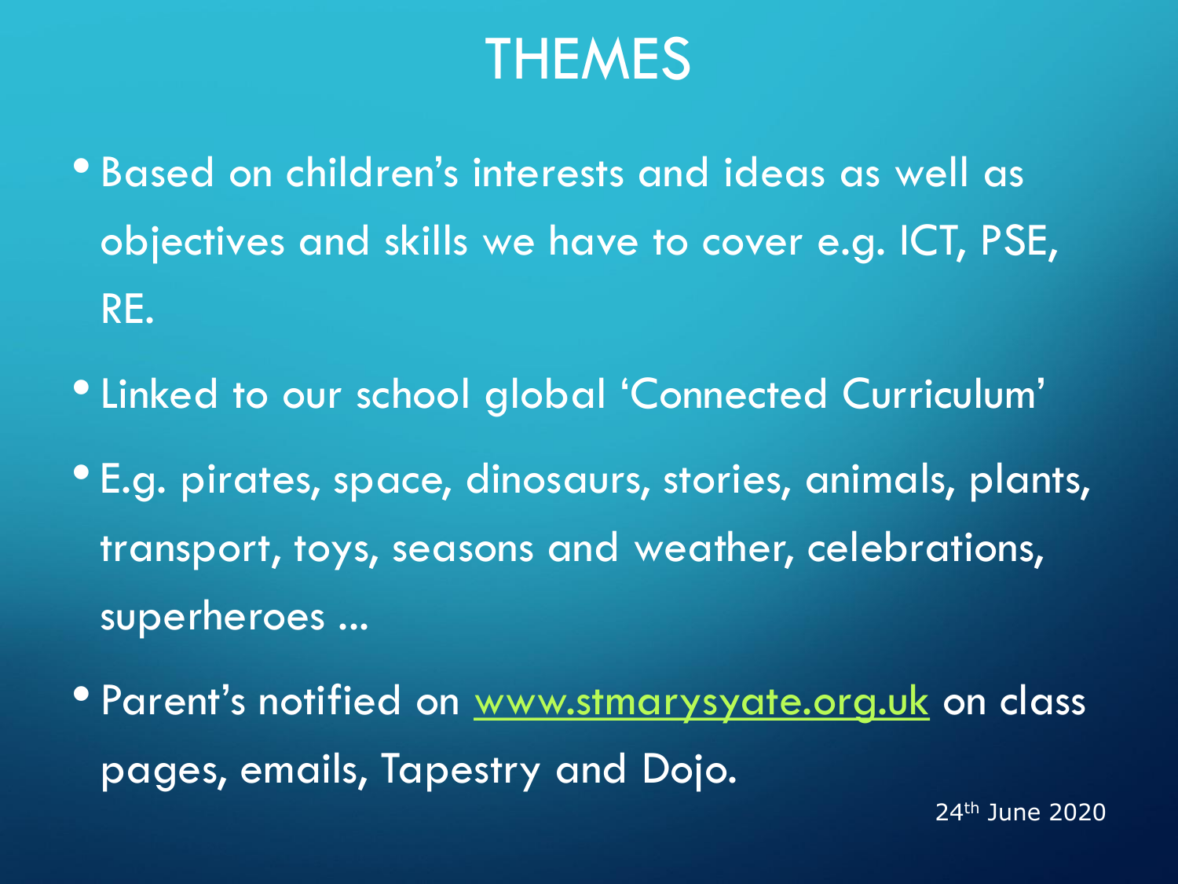# THEMES

- Based on children's interests and ideas as well as objectives and skills we have to cover e.g. ICT, PSE, RE.
- Linked to our school global 'Connected Curriculum'
- E.g. pirates, space, dinosaurs, stories, animals, plants, transport, toys, seasons and weather, celebrations, superheroes …
- Parent's notified on www.stmarysyate.org.uk on class pages, emails, Tapestry and Dojo.

24th June 2020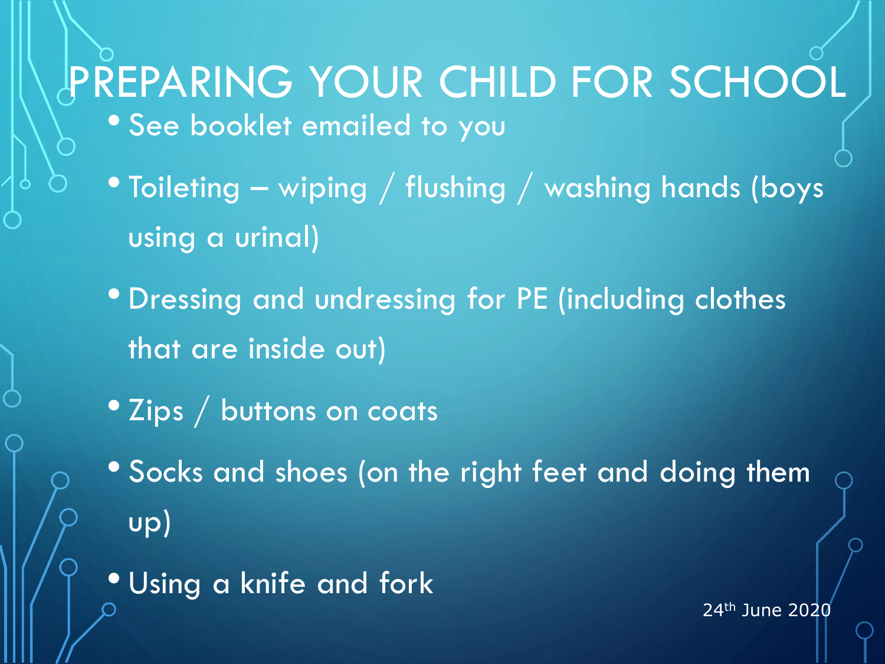# PREPARING YOUR CHILD FOR SCHOOL

- See booklet emailed to you
- Toileting – wiping / flushing / washing hands (boys using a urinal)
- Dressing and undressing for PE (including clothes that are inside out)
- Zips / buttons on coats
- Socks and shoes (on the right feet and doing them up)
- Using a knife and fork

24th June 2020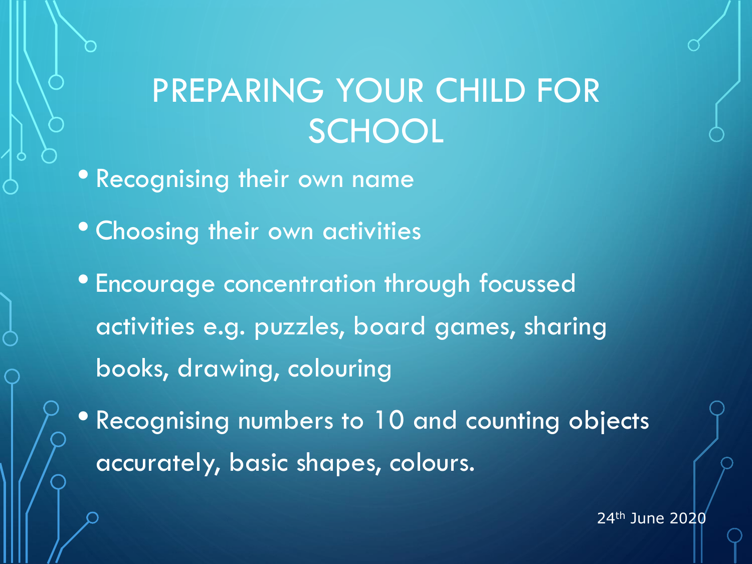# PREPARING YOUR CHILD FOR SCHOOL

- Recognising their own name
- Choosing their own activities
- Encourage concentration through focussed activities e.g. puzzles, board games, sharing books, drawing, colouring
- Recognising numbers to 10 and counting objects accurately, basic shapes, colours.

24th June 2020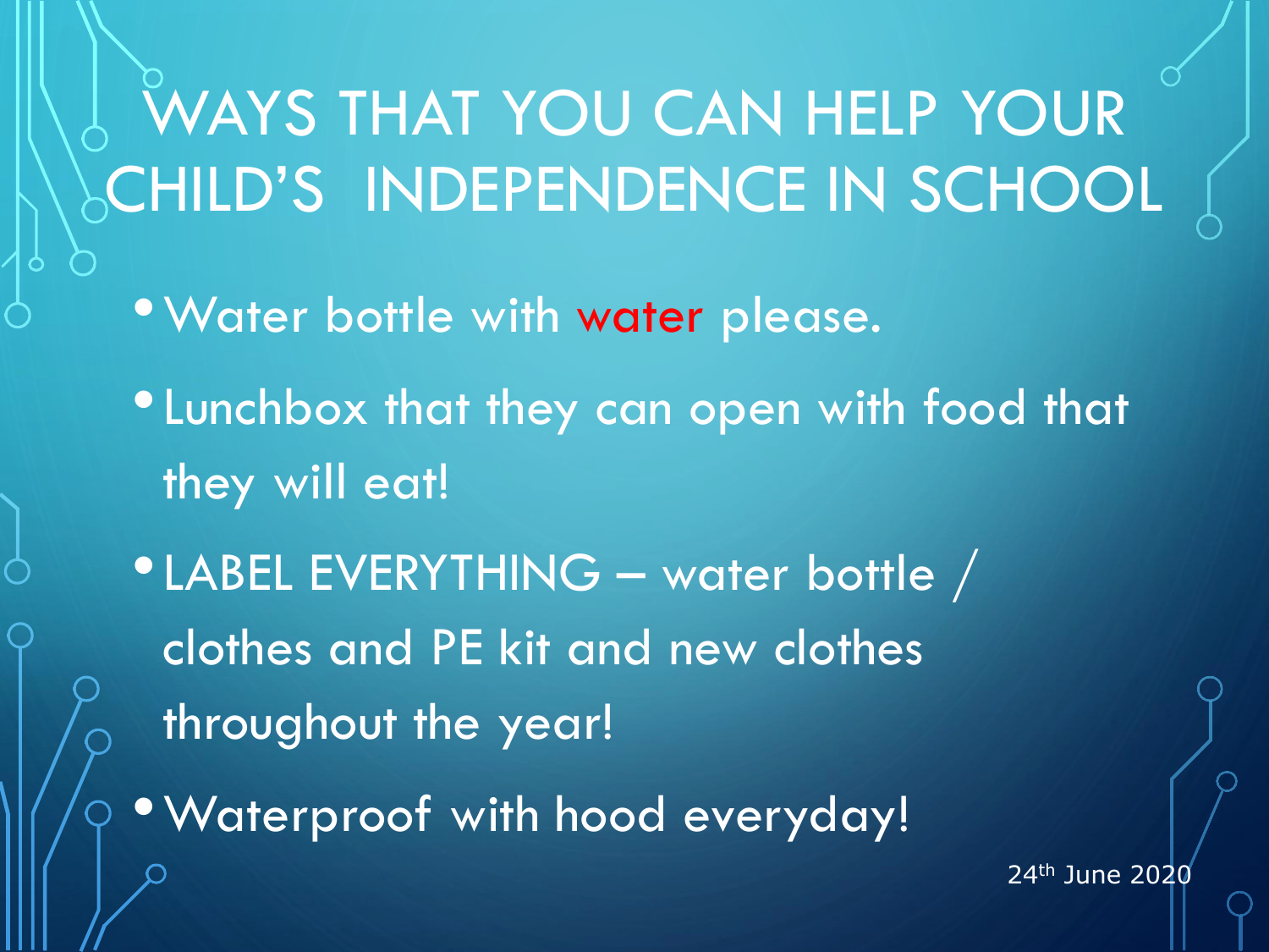# WAYS THAT YOU CAN HELP YOUR CHILD'S INDEPENDENCE IN SCHOOL

- Water bottle with water please.
- Lunchbox that they can open with food that they will eat!
- LABEL EVERYTHING – water bottle / clothes and PE kit and new clothes throughout the year!
- Waterproof with hood everyday!

24th June 2020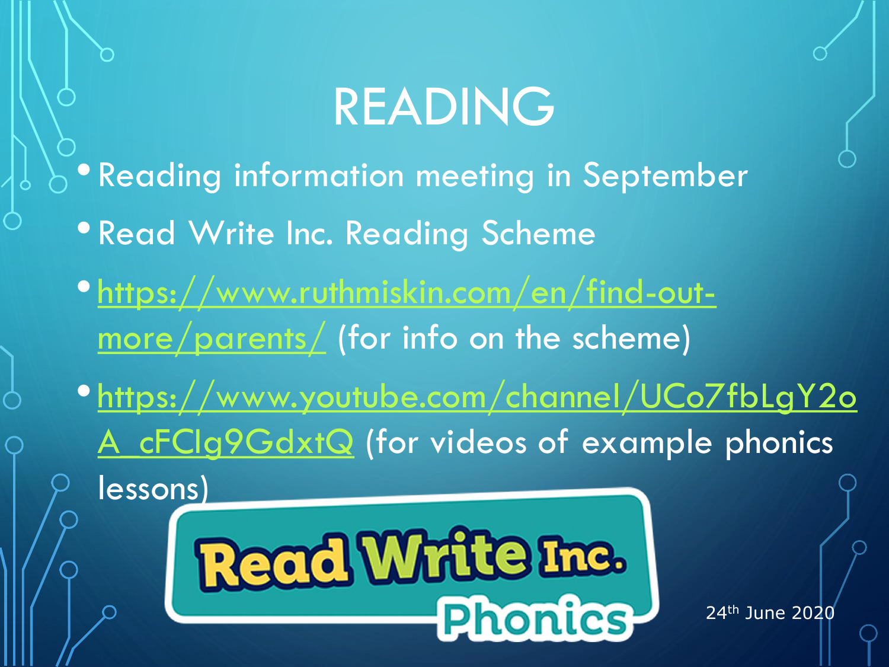# READING

- Reading information meeting in September
- Read Write Inc. Reading Scheme
- https://www.ruthmiskin.com/en/find-out-more/parents/ (for info on the scheme)
- https://www.youtube.com/channel/UCo7fbLgY2oA_cFCIg9GdxtQ (for videos of example phonics lessons)

Read Write Inc. Phonics

24th June 2020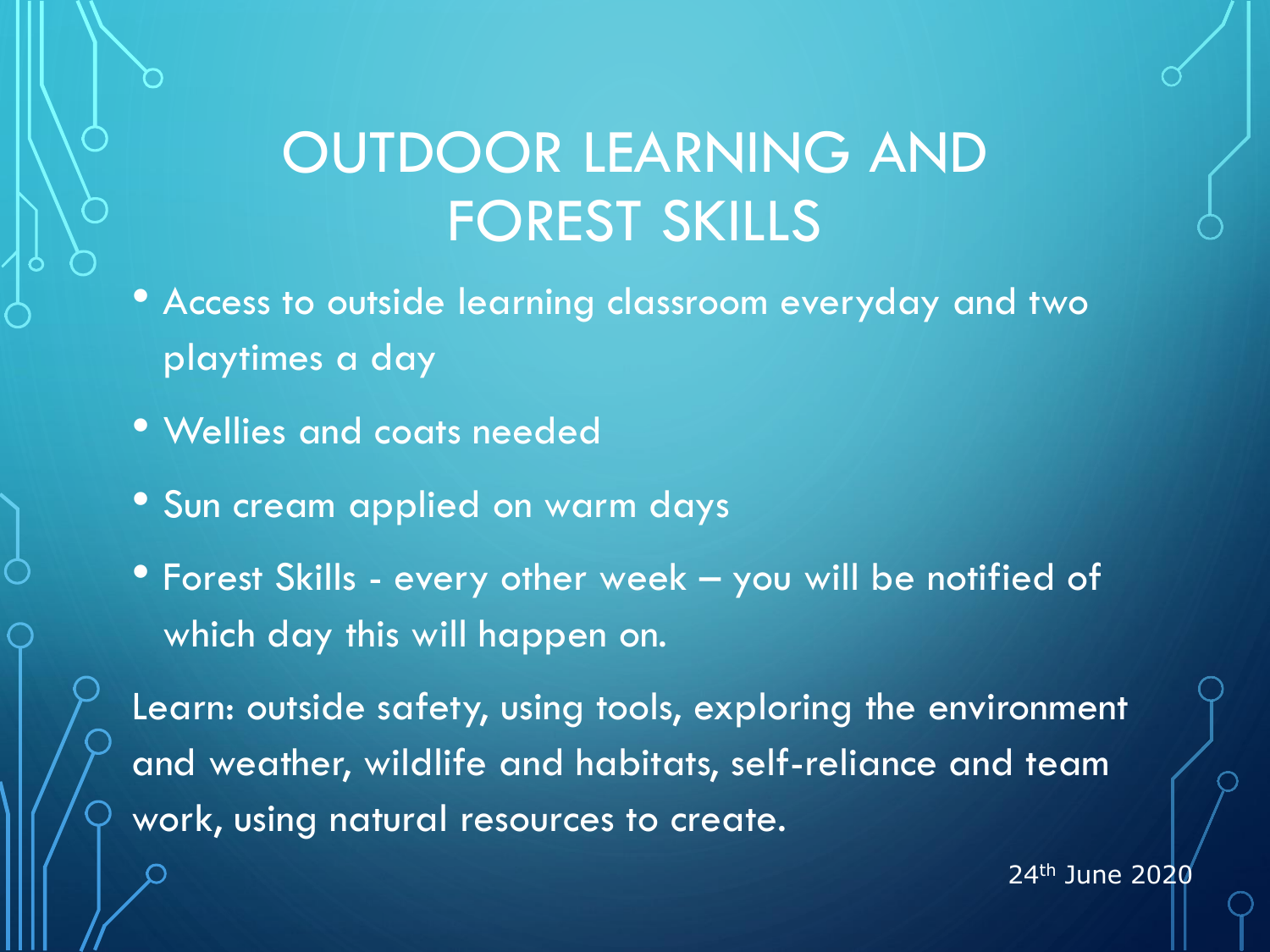# OUTDOOR LEARNING AND FOREST SKILLS

- Access to outside learning classroom everyday and two playtimes a day
- Wellies and coats needed
- Sun cream applied on warm days
- Forest Skills - every other week – you will be notified of which day this will happen on.

Learn: outside safety, using tools, exploring the environment and weather, wildlife and habitats, self-reliance and team work, using natural resources to create.

24th June 2020